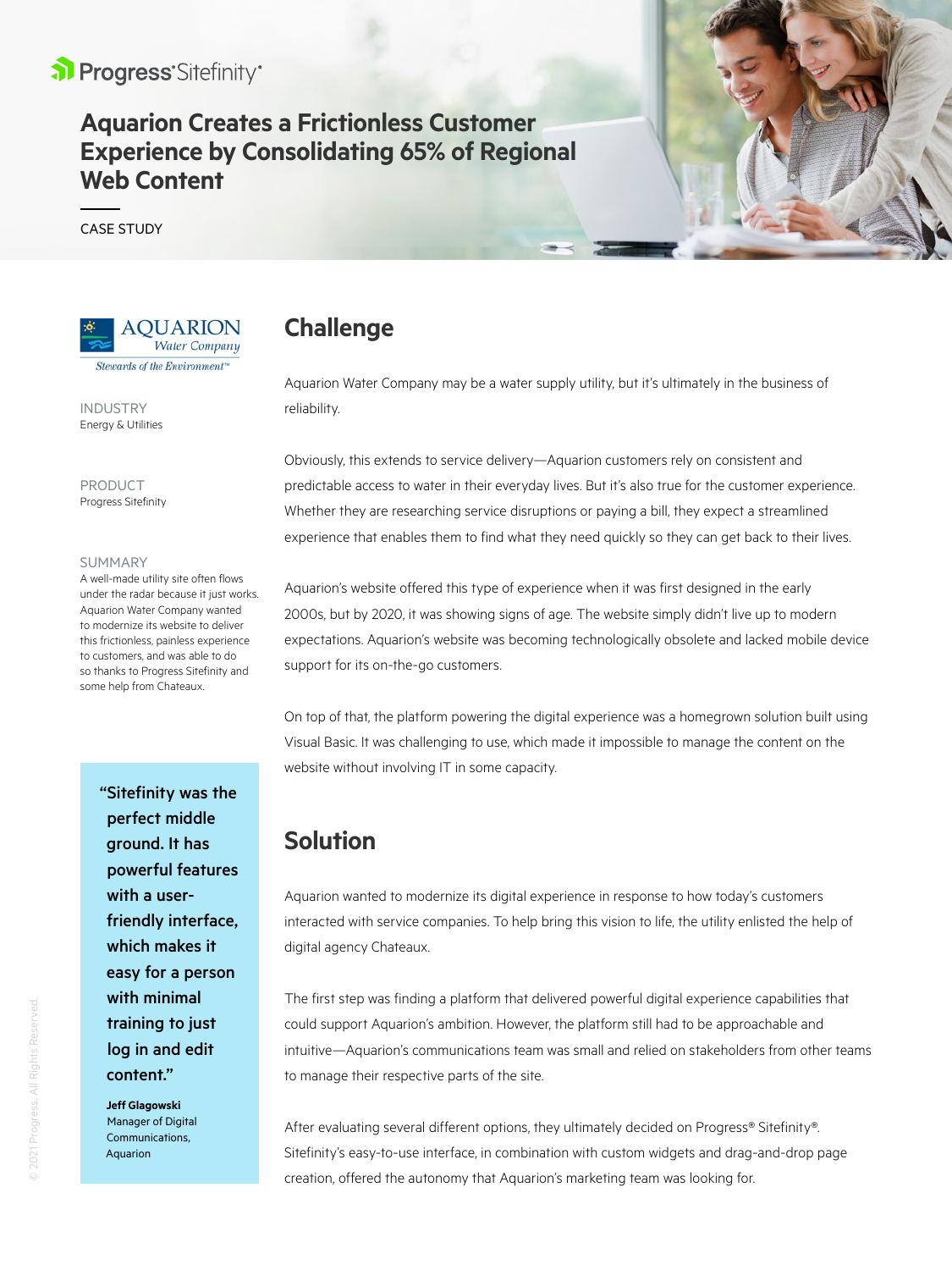Progress Sitefinity

# Aquarion Creates a Frictionless Customer Experience by Consolidating 65% of Regional Web Content

CASE STUDY

AQUARION Water Company
Stewards of the Environment™

INDUSTRY
Energy & Utilities

PRODUCT
Progress Sitefinity

SUMMARY
A well-made utility site often flows under the radar because it just works. Aquarion Water Company wanted to modernize its website to deliver this frictionless, painless experience to customers, and was able to do so thanks to Progress Sitefinity and some help from Chateaux.

> **"Sitefinity was the perfect middle ground. It has powerful features with a user-friendly interface, which makes it easy for a person with minimal training to just log in and edit content."**
>
> **Jeff Glagowski**
> Manager of Digital Communications, Aquarion

## Challenge

Aquarion Water Company may be a water supply utility, but it's ultimately in the business of reliability.

Obviously, this extends to service delivery—Aquarion customers rely on consistent and predictable access to water in their everyday lives. But it's also true for the customer experience. Whether they are researching service disruptions or paying a bill, they expect a streamlined experience that enables them to find what they need quickly so they can get back to their lives.

Aquarion's website offered this type of experience when it was first designed in the early 2000s, but by 2020, it was showing signs of age. The website simply didn't live up to modern expectations. Aquarion's website was becoming technologically obsolete and lacked mobile device support for its on-the-go customers.

On top of that, the platform powering the digital experience was a homegrown solution built using Visual Basic. It was challenging to use, which made it impossible to manage the content on the website without involving IT in some capacity.

## Solution

Aquarion wanted to modernize its digital experience in response to how today's customers interacted with service companies. To help bring this vision to life, the utility enlisted the help of digital agency Chateaux.

The first step was finding a platform that delivered powerful digital experience capabilities that could support Aquarion's ambition. However, the platform still had to be approachable and intuitive—Aquarion's communications team was small and relied on stakeholders from other teams to manage their respective parts of the site.

After evaluating several different options, they ultimately decided on Progress® Sitefinity®. Sitefinity's easy-to-use interface, in combination with custom widgets and drag-and-drop page creation, offered the autonomy that Aquarion's marketing team was looking for.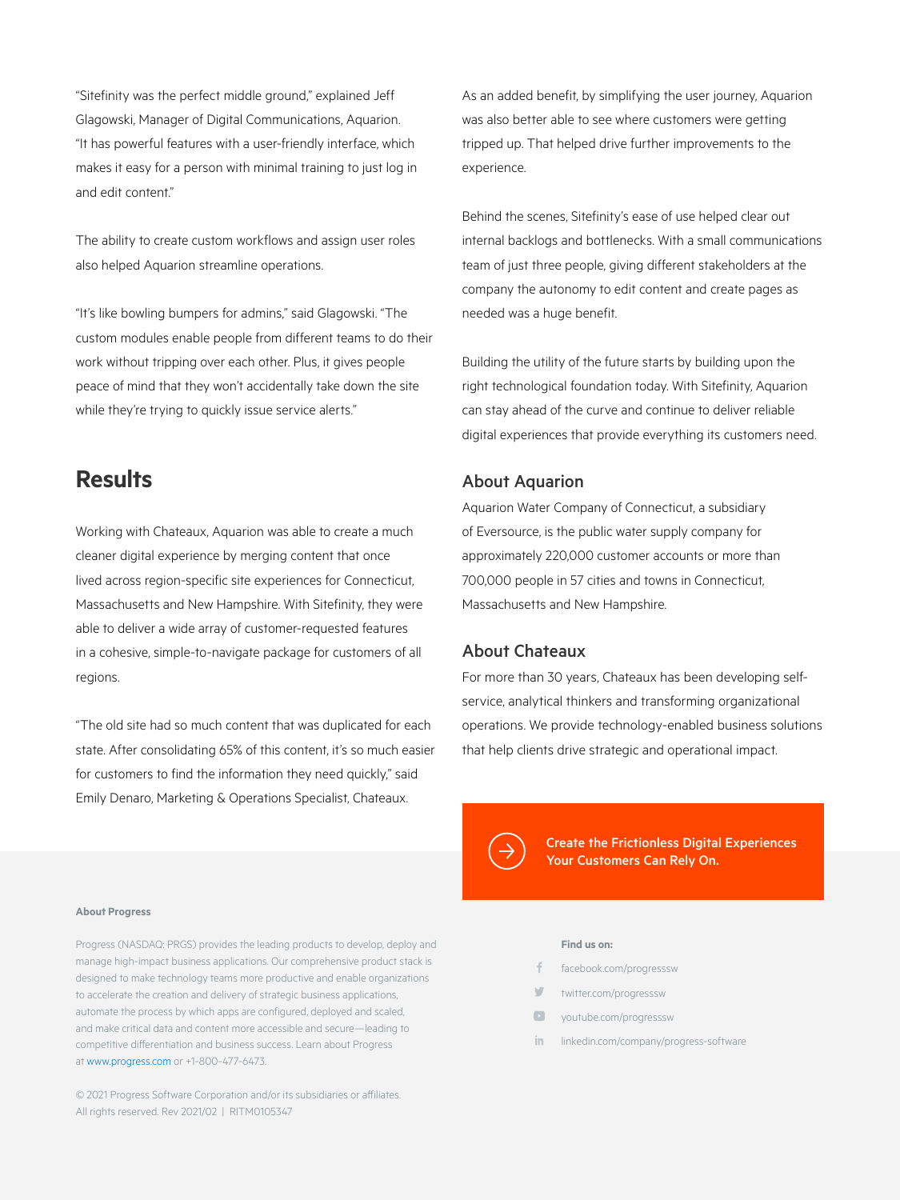"Sitefinity was the perfect middle ground," explained Jeff Glagowski, Manager of Digital Communications, Aquarion. "It has powerful features with a user-friendly interface, which makes it easy for a person with minimal training to just log in and edit content."

The ability to create custom workflows and assign user roles also helped Aquarion streamline operations.

"It's like bowling bumpers for admins," said Glagowski. "The custom modules enable people from different teams to do their work without tripping over each other. Plus, it gives people peace of mind that they won't accidentally take down the site while they're trying to quickly issue service alerts."

## Results

Working with Chateaux, Aquarion was able to create a much cleaner digital experience by merging content that once lived across region-specific site experiences for Connecticut, Massachusetts and New Hampshire. With Sitefinity, they were able to deliver a wide array of customer-requested features in a cohesive, simple-to-navigate package for customers of all regions.

"The old site had so much content that was duplicated for each state. After consolidating 65% of this content, it's so much easier for customers to find the information they need quickly," said Emily Denaro, Marketing & Operations Specialist, Chateaux.

As an added benefit, by simplifying the user journey, Aquarion was also better able to see where customers were getting tripped up. That helped drive further improvements to the experience.

Behind the scenes, Sitefinity's ease of use helped clear out internal backlogs and bottlenecks. With a small communications team of just three people, giving different stakeholders at the company the autonomy to edit content and create pages as needed was a huge benefit.

Building the utility of the future starts by building upon the right technological foundation today. With Sitefinity, Aquarion can stay ahead of the curve and continue to deliver reliable digital experiences that provide everything its customers need.

### About Aquarion

Aquarion Water Company of Connecticut, a subsidiary of Eversource, is the public water supply company for approximately 220,000 customer accounts or more than 700,000 people in 57 cities and towns in Connecticut, Massachusetts and New Hampshire.

### About Chateaux

For more than 30 years, Chateaux has been developing self-service, analytical thinkers and transforming organizational operations. We provide technology-enabled business solutions that help clients drive strategic and operational impact.

**Create the Frictionless Digital Experiences Your Customers Can Rely On.**

**About Progress**

Progress (NASDAQ: PRGS) provides the leading products to develop, deploy and manage high-impact business applications. Our comprehensive product stack is designed to make technology teams more productive and enable organizations to accelerate the creation and delivery of strategic business applications, automate the process by which apps are configured, deployed and scaled, and make critical data and content more accessible and secure—leading to competitive differentiation and business success. Learn about Progress at www.progress.com or +1-800-477-6473.

© 2021 Progress Software Corporation and/or its subsidiaries or affiliates. All rights reserved. Rev 2021/02 | RITM0105347

**Find us on:**

- facebook.com/progresssw
- twitter.com/progresssw
- youtube.com/progresssw
- linkedin.com/company/progress-software